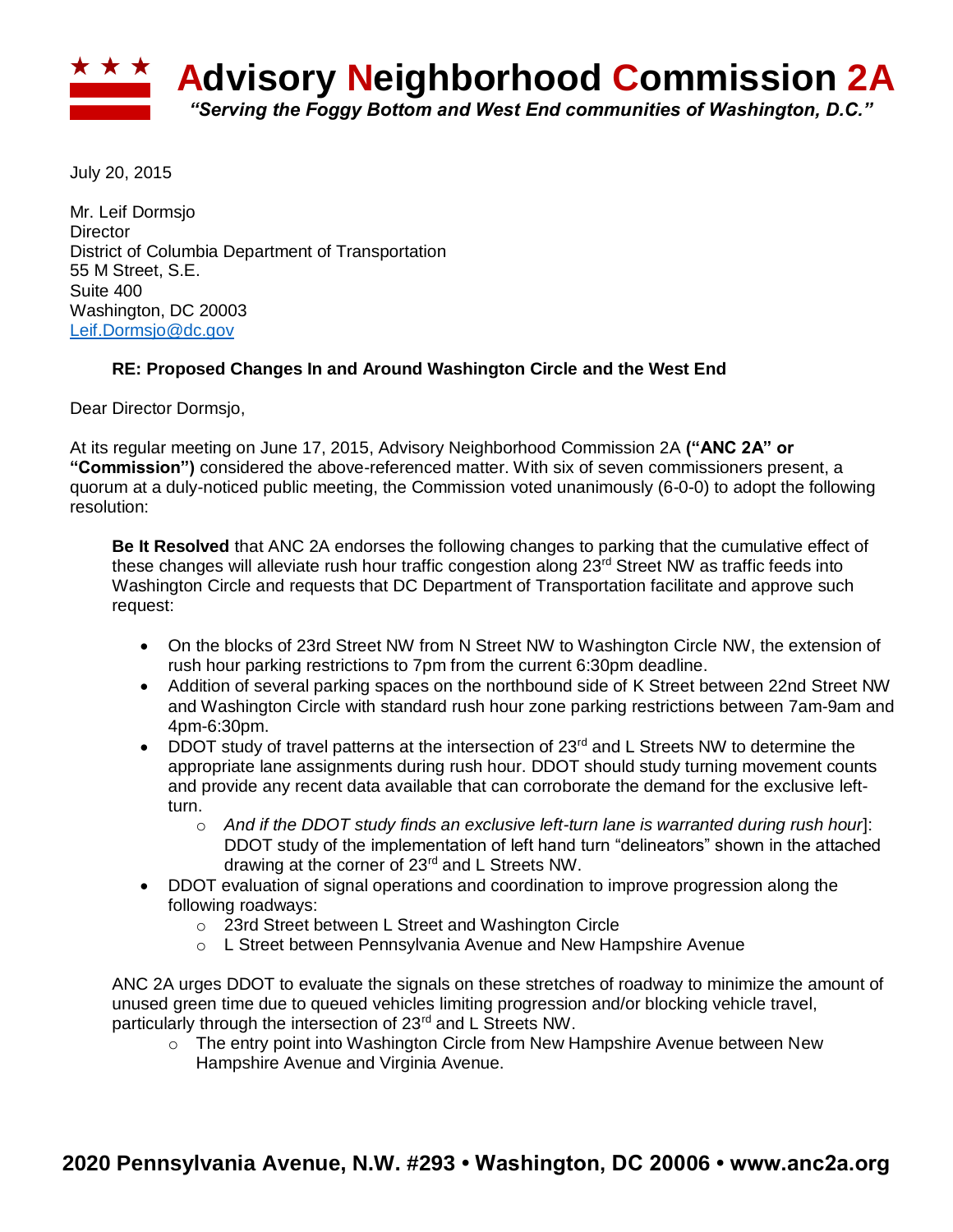# ★ ★ ★ Advisory Neighborhood Commission 2A

*"Serving the Foggy Bottom and West End communities of Washington, D.C."*

July 20, 2015

Mr. Leif Dormsjo
Director
District of Columbia Department of Transportation
55 M Street, S.E.
Suite 400
Washington, DC 20003
Leif.Dormsjo@dc.gov

**RE: Proposed Changes In and Around Washington Circle and the West End**

Dear Director Dormsjo,

At its regular meeting on June 17, 2015, Advisory Neighborhood Commission 2A **("ANC 2A" or "Commission")** considered the above-referenced matter. With six of seven commissioners present, a quorum at a duly-noticed public meeting, the Commission voted unanimously (6-0-0) to adopt the following resolution:

> **Be It Resolved** that ANC 2A endorses the following changes to parking that the cumulative effect of these changes will alleviate rush hour traffic congestion along 23rd Street NW as traffic feeds into Washington Circle and requests that DC Department of Transportation facilitate and approve such request:
>
> - On the blocks of 23rd Street NW from N Street NW to Washington Circle NW, the extension of rush hour parking restrictions to 7pm from the current 6:30pm deadline.
> - Addition of several parking spaces on the northbound side of K Street between 22nd Street NW and Washington Circle with standard rush hour zone parking restrictions between 7am-9am and 4pm-6:30pm.
> - DDOT study of travel patterns at the intersection of 23rd and L Streets NW to determine the appropriate lane assignments during rush hour. DDOT should study turning movement counts and provide any recent data available that can corroborate the demand for the exclusive left-turn.
>     - *And if the DDOT study finds an exclusive left-turn lane is warranted during rush hour*]: DDOT study of the implementation of left hand turn "delineators" shown in the attached drawing at the corner of 23rd and L Streets NW.
> - DDOT evaluation of signal operations and coordination to improve progression along the following roadways:
>     - 23rd Street between L Street and Washington Circle
>     - L Street between Pennsylvania Avenue and New Hampshire Avenue
>
> ANC 2A urges DDOT to evaluate the signals on these stretches of roadway to minimize the amount of unused green time due to queued vehicles limiting progression and/or blocking vehicle travel, particularly through the intersection of 23rd and L Streets NW.
>
> - The entry point into Washington Circle from New Hampshire Avenue between New Hampshire Avenue and Virginia Avenue.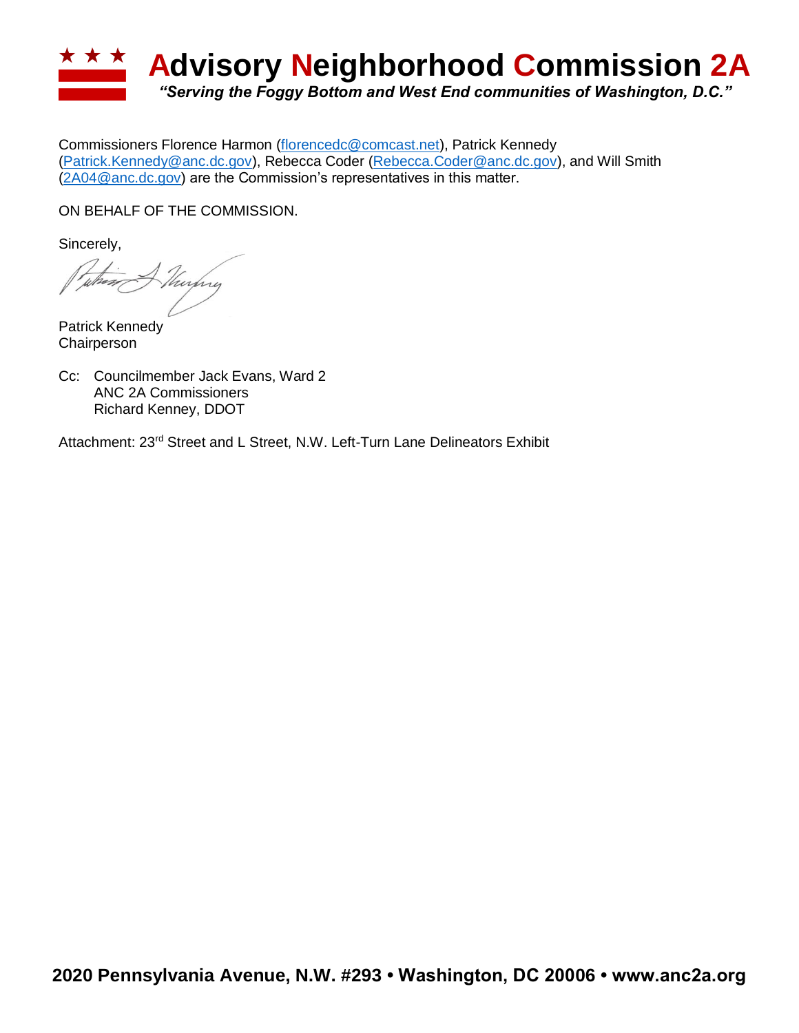Commissioners Florence Harmon (florencedc@comcast.net), Patrick Kennedy (Patrick.Kennedy@anc.dc.gov), Rebecca Coder (Rebecca.Coder@anc.dc.gov), and Will Smith (2A04@anc.dc.gov) are the Commission's representatives in this matter.

ON BEHALF OF THE COMMISSION.

Sincerely,

Patrick Kennedy
Chairperson

Cc: Councilmember Jack Evans, Ward 2
ANC 2A Commissioners
Richard Kenney, DDOT

Attachment: 23rd Street and L Street, N.W. Left-Turn Lane Delineators Exhibit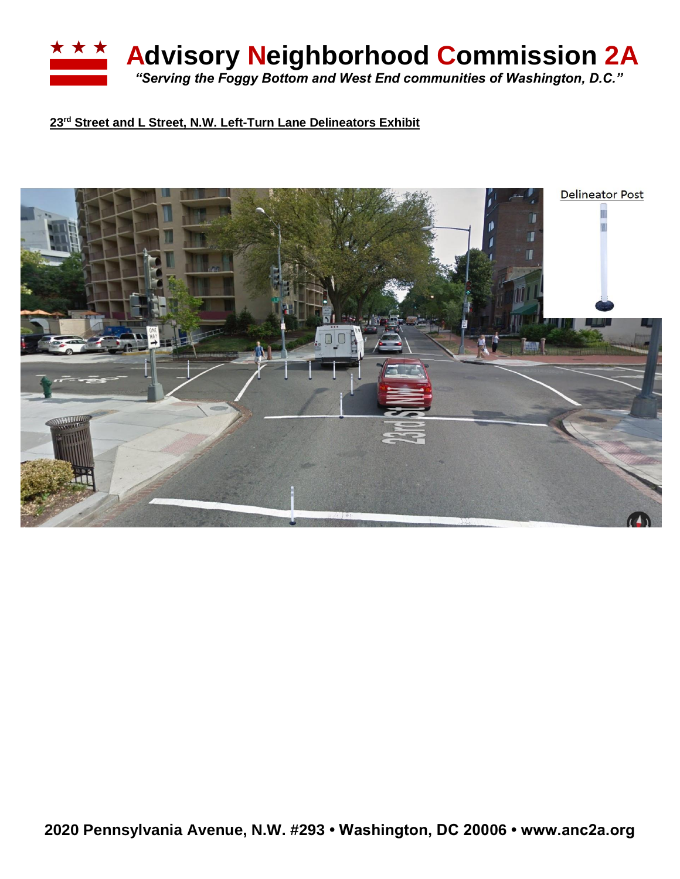# Advisory Neighborhood Commission 2A

*"Serving the Foggy Bottom and West End communities of Washington, D.C."*

**23rd Street and L Street, N.W. Left-Turn Lane Delineators Exhibit**

Delineator Post

**2020 Pennsylvania Avenue, N.W. #293 • Washington, DC 20006 • www.anc2a.org**